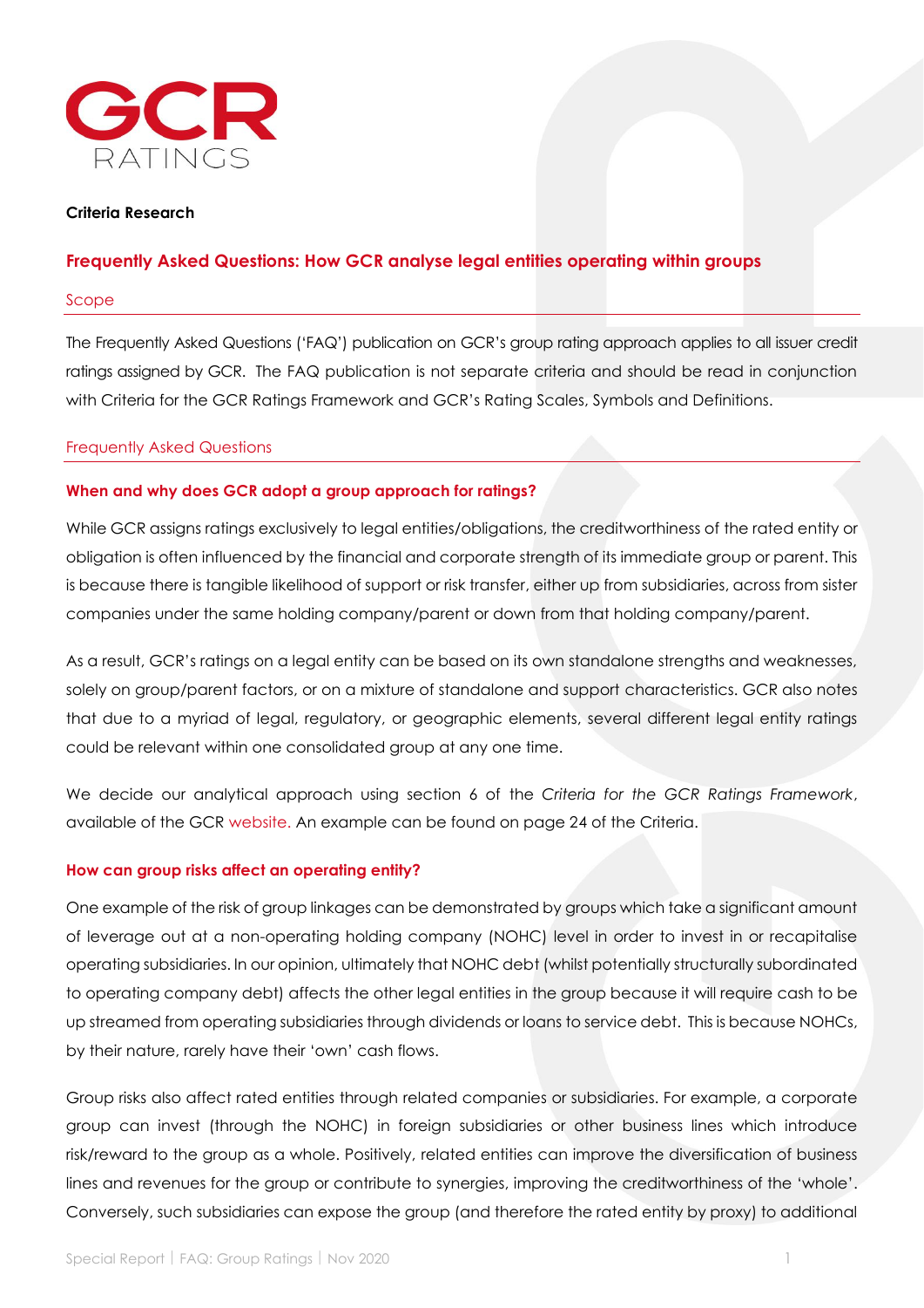GCR RATINGS

**Criteria Research**

## Frequently Asked Questions: How GCR analyse legal entities operating within groups

### Scope

The Frequently Asked Questions ('FAQ') publication on GCR's group rating approach applies to all issuer credit ratings assigned by GCR. The FAQ publication is not separate criteria and should be read in conjunction with Criteria for the GCR Ratings Framework and GCR's Rating Scales, Symbols and Definitions.

### Frequently Asked Questions

#### When and why does GCR adopt a group approach for ratings?

While GCR assigns ratings exclusively to legal entities/obligations, the creditworthiness of the rated entity or obligation is often influenced by the financial and corporate strength of its immediate group or parent. This is because there is tangible likelihood of support or risk transfer, either up from subsidiaries, across from sister companies under the same holding company/parent or down from that holding company/parent.

As a result, GCR's ratings on a legal entity can be based on its own standalone strengths and weaknesses, solely on group/parent factors, or on a mixture of standalone and support characteristics. GCR also notes that due to a myriad of legal, regulatory, or geographic elements, several different legal entity ratings could be relevant within one consolidated group at any one time.

We decide our analytical approach using section 6 of the *Criteria for the GCR Ratings Framework*, available of the GCR website. An example can be found on page 24 of the Criteria.

#### How can group risks affect an operating entity?

One example of the risk of group linkages can be demonstrated by groups which take a significant amount of leverage out at a non-operating holding company (NOHC) level in order to invest in or recapitalise operating subsidiaries. In our opinion, ultimately that NOHC debt (whilst potentially structurally subordinated to operating company debt) affects the other legal entities in the group because it will require cash to be up streamed from operating subsidiaries through dividends or loans to service debt. This is because NOHCs, by their nature, rarely have their 'own' cash flows.

Group risks also affect rated entities through related companies or subsidiaries. For example, a corporate group can invest (through the NOHC) in foreign subsidiaries or other business lines which introduce risk/reward to the group as a whole. Positively, related entities can improve the diversification of business lines and revenues for the group or contribute to synergies, improving the creditworthiness of the 'whole'. Conversely, such subsidiaries can expose the group (and therefore the rated entity by proxy) to additional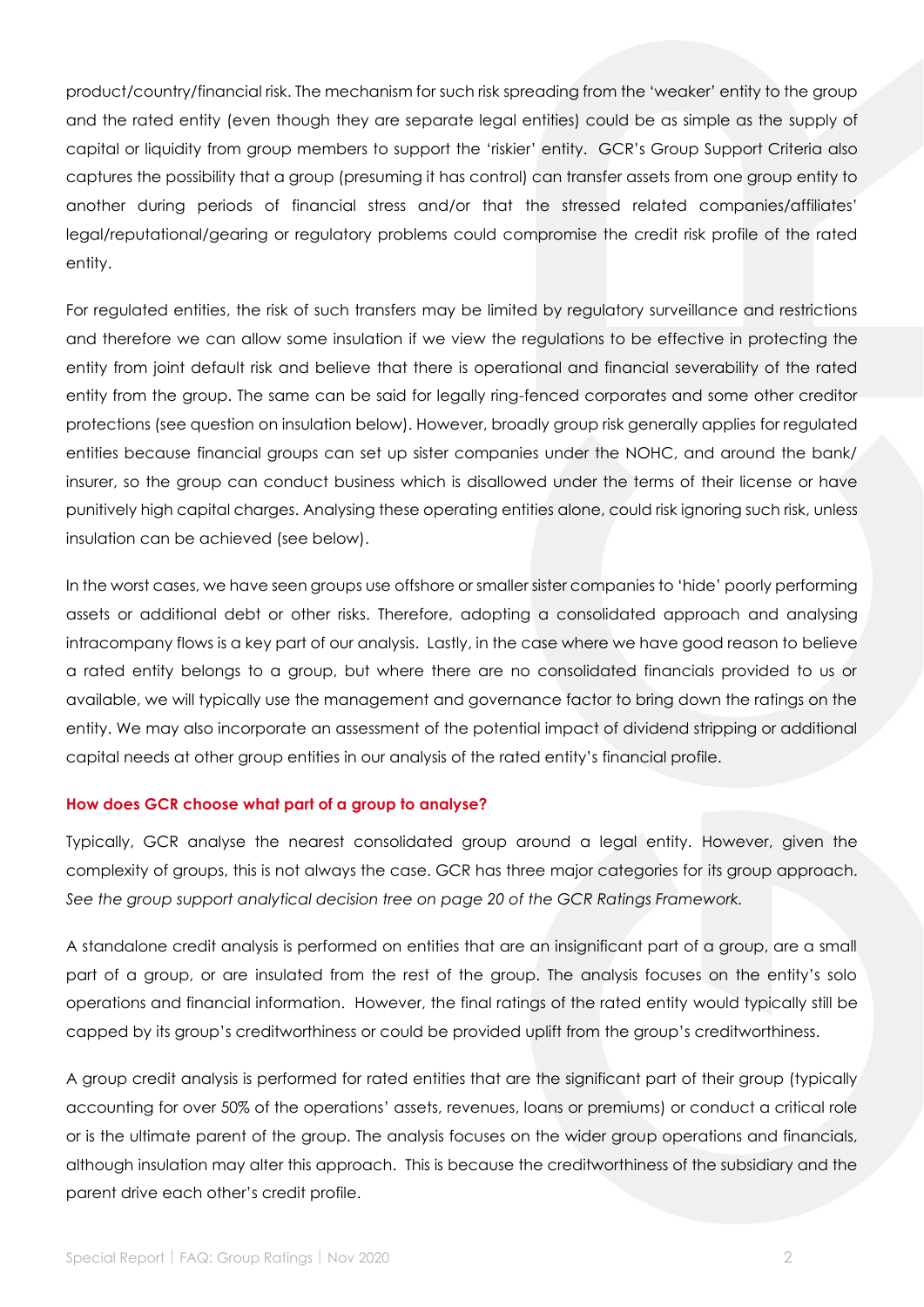product/country/financial risk. The mechanism for such risk spreading from the 'weaker' entity to the group and the rated entity (even though they are separate legal entities) could be as simple as the supply of capital or liquidity from group members to support the 'riskier' entity. GCR's Group Support Criteria also captures the possibility that a group (presuming it has control) can transfer assets from one group entity to another during periods of financial stress and/or that the stressed related companies/affiliates' legal/reputational/gearing or regulatory problems could compromise the credit risk profile of the rated entity.

For regulated entities, the risk of such transfers may be limited by regulatory surveillance and restrictions and therefore we can allow some insulation if we view the regulations to be effective in protecting the entity from joint default risk and believe that there is operational and financial severability of the rated entity from the group. The same can be said for legally ring-fenced corporates and some other creditor protections (see question on insulation below). However, broadly group risk generally applies for regulated entities because financial groups can set up sister companies under the NOHC, and around the bank/ insurer, so the group can conduct business which is disallowed under the terms of their license or have punitively high capital charges. Analysing these operating entities alone, could risk ignoring such risk, unless insulation can be achieved (see below).

In the worst cases, we have seen groups use offshore or smaller sister companies to 'hide' poorly performing assets or additional debt or other risks. Therefore, adopting a consolidated approach and analysing intracompany flows is a key part of our analysis. Lastly, in the case where we have good reason to believe a rated entity belongs to a group, but where there are no consolidated financials provided to us or available, we will typically use the management and governance factor to bring down the ratings on the entity. We may also incorporate an assessment of the potential impact of dividend stripping or additional capital needs at other group entities in our analysis of the rated entity's financial profile.

### How does GCR choose what part of a group to analyse?

Typically, GCR analyse the nearest consolidated group around a legal entity. However, given the complexity of groups, this is not always the case. GCR has three major categories for its group approach. *See the group support analytical decision tree on page 20 of the GCR Ratings Framework.*

A standalone credit analysis is performed on entities that are an insignificant part of a group, are a small part of a group, or are insulated from the rest of the group. The analysis focuses on the entity's solo operations and financial information. However, the final ratings of the rated entity would typically still be capped by its group's creditworthiness or could be provided uplift from the group's creditworthiness.

A group credit analysis is performed for rated entities that are the significant part of their group (typically accounting for over 50% of the operations' assets, revenues, loans or premiums) or conduct a critical role or is the ultimate parent of the group. The analysis focuses on the wider group operations and financials, although insulation may alter this approach. This is because the creditworthiness of the subsidiary and the parent drive each other's credit profile.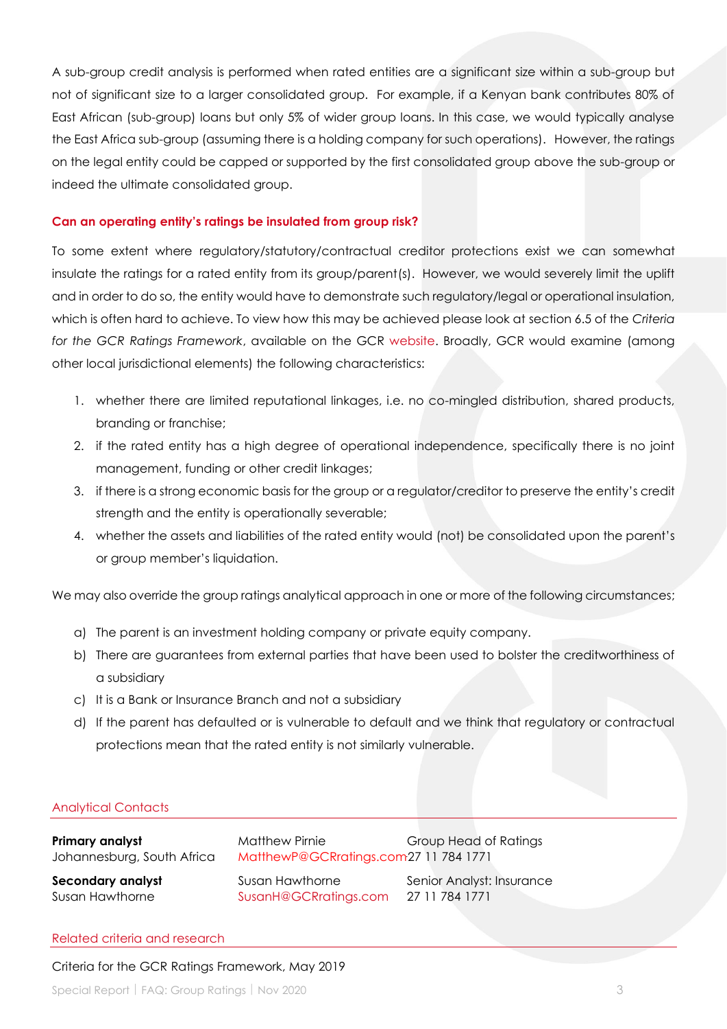A sub-group credit analysis is performed when rated entities are a significant size within a sub-group but not of significant size to a larger consolidated group. For example, if a Kenyan bank contributes 80% of East African (sub-group) loans but only 5% of wider group loans. In this case, we would typically analyse the East Africa sub-group (assuming there is a holding company for such operations). However, the ratings on the legal entity could be capped or supported by the first consolidated group above the sub-group or indeed the ultimate consolidated group.

### Can an operating entity's ratings be insulated from group risk?

To some extent where regulatory/statutory/contractual creditor protections exist we can somewhat insulate the ratings for a rated entity from its group/parent(s). However, we would severely limit the uplift and in order to do so, the entity would have to demonstrate such regulatory/legal or operational insulation, which is often hard to achieve. To view how this may be achieved please look at section 6.5 of the *Criteria for the GCR Ratings Framework*, available on the GCR website. Broadly, GCR would examine (among other local jurisdictional elements) the following characteristics:

1. whether there are limited reputational linkages, i.e. no co-mingled distribution, shared products, branding or franchise;
2. if the rated entity has a high degree of operational independence, specifically there is no joint management, funding or other credit linkages;
3. if there is a strong economic basis for the group or a regulator/creditor to preserve the entity's credit strength and the entity is operationally severable;
4. whether the assets and liabilities of the rated entity would (not) be consolidated upon the parent's or group member's liquidation.

We may also override the group ratings analytical approach in one or more of the following circumstances;

a) The parent is an investment holding company or private equity company.
b) There are guarantees from external parties that have been used to bolster the creditworthiness of a subsidiary
c) It is a Bank or Insurance Branch and not a subsidiary
d) If the parent has defaulted or is vulnerable to default and we think that regulatory or contractual protections mean that the rated entity is not similarly vulnerable.

## Analytical Contacts

| | | |
|---|---|---|
| **Primary analyst**<br>Johannesburg, South Africa | Matthew Pirnie<br>MatthewP@GCRratings.com | Group Head of Ratings<br>27 11 784 1771 |
| **Secondary analyst**<br>Susan Hawthorne | Susan Hawthorne<br>SusanH@GCRratings.com | Senior Analyst: Insurance<br>27 11 784 1771 |

## Related criteria and research

Criteria for the GCR Ratings Framework, May 2019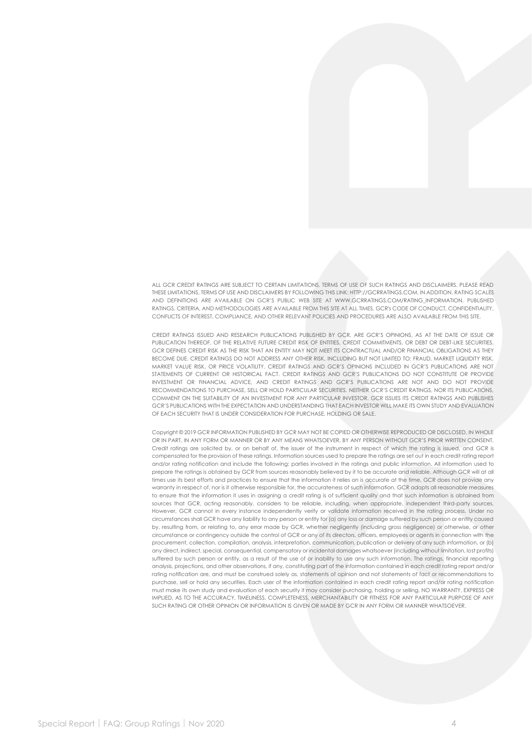ALL GCR CREDIT RATINGS ARE SUBJECT TO CERTAIN LIMITATIONS, TERMS OF USE OF SUCH RATINGS AND DISCLAIMERS. PLEASE READ THESE LIMITATIONS, TERMS OF USE AND DISCLAIMERS BY FOLLOWING THIS LINK: HTTP://GCRRATINGS.COM. IN ADDITION, RATING SCALES AND DEFINITIONS ARE AVAILABLE ON GCR'S PUBLIC WEB SITE AT WWW.GCRRATINGS.COM/RATING_INFORMATION. PUBLISHED RATINGS, CRITERIA, AND METHODOLOGIES ARE AVAILABLE FROM THIS SITE AT ALL TIMES. GCR's CODE OF CONDUCT, CONFIDENTIALITY, CONFLICTS OF INTEREST, COMPLIANCE, AND OTHER RELEVANT POLICIES AND PROCEDURES ARE ALSO AVAILABLE FROM THIS SITE.

CREDIT RATINGS ISSUED AND RESEARCH PUBLICATIONS PUBLISHED BY GCR, ARE GCR'S OPINIONS, AS AT THE DATE OF ISSUE OR PUBLICATION THEREOF, OF THE RELATIVE FUTURE CREDIT RISK OF ENTITIES, CREDIT COMMITMENTS, OR DEBT OR DEBT-LIKE SECURITIES. GCR DEFINES CREDIT RISK AS THE RISK THAT AN ENTITY MAY NOT MEET ITS CONTRACTUAL AND/OR FINANCIAL OBLIGATIONS AS THEY BECOME DUE. CREDIT RATINGS DO NOT ADDRESS ANY OTHER RISK, INCLUDING BUT NOT LIMITED TO: FRAUD, MARKET LIQUIDITY RISK, MARKET VALUE RISK, OR PRICE VOLATILITY. CREDIT RATINGS AND GCR'S OPINIONS INCLUDED IN GCR'S PUBLICATIONS ARE NOT STATEMENTS OF CURRENT OR HISTORICAL FACT. CREDIT RATINGS AND GCR'S PUBLICATIONS DO NOT CONSTITUTE OR PROVIDE INVESTMENT OR FINANCIAL ADVICE, AND CREDIT RATINGS AND GCR'S PUBLICATIONS ARE NOT AND DO NOT PROVIDE RECOMMENDATIONS TO PURCHASE, SELL OR HOLD PARTICULAR SECURITIES. NEITHER GCR'S CREDIT RATINGS, NOR ITS PUBLICATIONS, COMMENT ON THE SUITABILITY OF AN INVESTMENT FOR ANY PARTICULAR INVESTOR. GCR ISSUES ITS CREDIT RATINGS AND PUBLISHES GCR'S PUBLICATIONS WITH THE EXPECTATION AND UNDERSTANDING THAT EACH INVESTOR WILL MAKE ITS OWN STUDY AND EVALUATION OF EACH SECURITY THAT IS UNDER CONSIDERATION FOR PURCHASE, HOLDING OR SALE.

Copyright © 2019 GCR INFORMATION PUBLISHED BY GCR MAY NOT BE COPIED OR OTHERWISE REPRODUCED OR DISCLOSED, IN WHOLE OR IN PART, IN ANY FORM OR MANNER OR BY ANY MEANS WHATSOEVER, BY ANY PERSON WITHOUT GCR'S PRIOR WRITTEN CONSENT. Credit ratings are solicited by, or on behalf of, the issuer of the instrument in respect of which the rating is issued, and GCR is compensated for the provision of these ratings. Information sources used to prepare the ratings are set out in each credit rating report and/or rating notification and include the following: parties involved in the ratings and public information. All information used to prepare the ratings is obtained by GCR from sources reasonably believed by it to be accurate and reliable. Although GCR will at all times use its best efforts and practices to ensure that the information it relies on is accurate at the time, GCR does not provide any warranty in respect of, nor is it otherwise responsible for, the accurateness of such information. GCR adopts all reasonable measures to ensure that the information it uses in assigning a credit rating is of sufficient quality and that such information is obtained from sources that GCR, acting reasonably, considers to be reliable, including, when appropriate, independent third-party sources. However, GCR cannot in every instance independently verify or validate information received in the rating process. Under no circumstances shall GCR have any liability to any person or entity for (a) any loss or damage suffered by such person or entity caused by, resulting from, or relating to, any error made by GCR, whether negligently (including gross negligence) or otherwise, or other circumstance or contingency outside the control of GCR or any of its directors, officers, employees or agents in connection with the procurement, collection, compilation, analysis, interpretation, communication, publication or delivery of any such information, or (b) any direct, indirect, special, consequential, compensatory or incidental damages whatsoever (including without limitation, lost profits) suffered by such person or entity, as a result of the use of or inability to use any such information. The ratings, financial reporting analysis, projections, and other observations, if any, constituting part of the information contained in each credit rating report and/or rating notification are, and must be construed solely as, statements of opinion and not statements of fact or recommendations to purchase, sell or hold any securities. Each user of the information contained in each credit rating report and/or rating notification must make its own study and evaluation of each security it may consider purchasing, holding or selling. NO WARRANTY, EXPRESS OR IMPLIED, AS TO THE ACCURACY, TIMELINESS, COMPLETENESS, MERCHANTABILITY OR FITNESS FOR ANY PARTICULAR PURPOSE OF ANY SUCH RATING OR OTHER OPINION OR INFORMATION IS GIVEN OR MADE BY GCR IN ANY FORM OR MANNER WHATSOEVER.